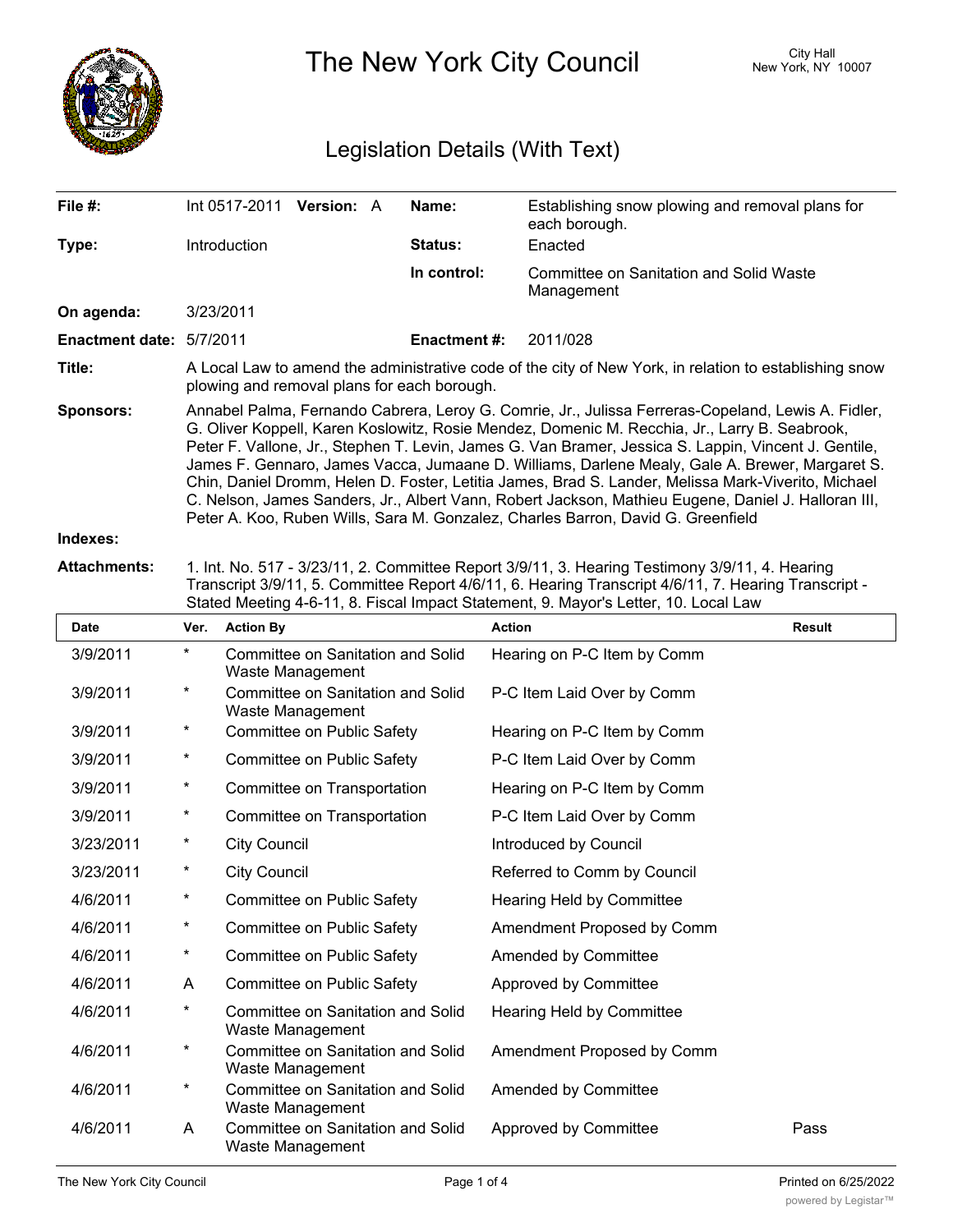# The New York City Council

City Hall
New York, NY 10007

## Legislation Details (With Text)

| | | | |
|---|---|---|---|
| **File #:** | Int 0517-2011 **Version:** A | **Name:** | Establishing snow plowing and removal plans for each borough. |
| **Type:** | Introduction | **Status:** | Enacted |
| | | **In control:** | Committee on Sanitation and Solid Waste Management |
| **On agenda:** | 3/23/2011 | | |
| **Enactment date:** | 5/7/2011 | **Enactment #:** | 2011/028 |

**Title:** A Local Law to amend the administrative code of the city of New York, in relation to establishing snow plowing and removal plans for each borough.

**Sponsors:** Annabel Palma, Fernando Cabrera, Leroy G. Comrie, Jr., Julissa Ferreras-Copeland, Lewis A. Fidler, G. Oliver Koppell, Karen Koslowitz, Rosie Mendez, Domenic M. Recchia, Jr., Larry B. Seabrook, Peter F. Vallone, Jr., Stephen T. Levin, James G. Van Bramer, Jessica S. Lappin, Vincent J. Gentile, James F. Gennaro, James Vacca, Jumaane D. Williams, Darlene Mealy, Gale A. Brewer, Margaret S. Chin, Daniel Dromm, Helen D. Foster, Letitia James, Brad S. Lander, Melissa Mark-Viverito, Michael C. Nelson, James Sanders, Jr., Albert Vann, Robert Jackson, Mathieu Eugene, Daniel J. Halloran III, Peter A. Koo, Ruben Wills, Sara M. Gonzalez, Charles Barron, David G. Greenfield

**Indexes:**

**Attachments:** 1. Int. No. 517 - 3/23/11, 2. Committee Report 3/9/11, 3. Hearing Testimony 3/9/11, 4. Hearing Transcript 3/9/11, 5. Committee Report 4/6/11, 6. Hearing Transcript 4/6/11, 7. Hearing Transcript - Stated Meeting 4-6-11, 8. Fiscal Impact Statement, 9. Mayor's Letter, 10. Local Law

| Date | Ver. | Action By | Action | Result |
|---|---|---|---|---|
| 3/9/2011 | * | Committee on Sanitation and Solid Waste Management | Hearing on P-C Item by Comm | |
| 3/9/2011 | * | Committee on Sanitation and Solid Waste Management | P-C Item Laid Over by Comm | |
| 3/9/2011 | * | Committee on Public Safety | Hearing on P-C Item by Comm | |
| 3/9/2011 | * | Committee on Public Safety | P-C Item Laid Over by Comm | |
| 3/9/2011 | * | Committee on Transportation | Hearing on P-C Item by Comm | |
| 3/9/2011 | * | Committee on Transportation | P-C Item Laid Over by Comm | |
| 3/23/2011 | * | City Council | Introduced by Council | |
| 3/23/2011 | * | City Council | Referred to Comm by Council | |
| 4/6/2011 | * | Committee on Public Safety | Hearing Held by Committee | |
| 4/6/2011 | * | Committee on Public Safety | Amendment Proposed by Comm | |
| 4/6/2011 | * | Committee on Public Safety | Amended by Committee | |
| 4/6/2011 | A | Committee on Public Safety | Approved by Committee | |
| 4/6/2011 | * | Committee on Sanitation and Solid Waste Management | Hearing Held by Committee | |
| 4/6/2011 | * | Committee on Sanitation and Solid Waste Management | Amendment Proposed by Comm | |
| 4/6/2011 | * | Committee on Sanitation and Solid Waste Management | Amended by Committee | |
| 4/6/2011 | A | Committee on Sanitation and Solid Waste Management | Approved by Committee | Pass |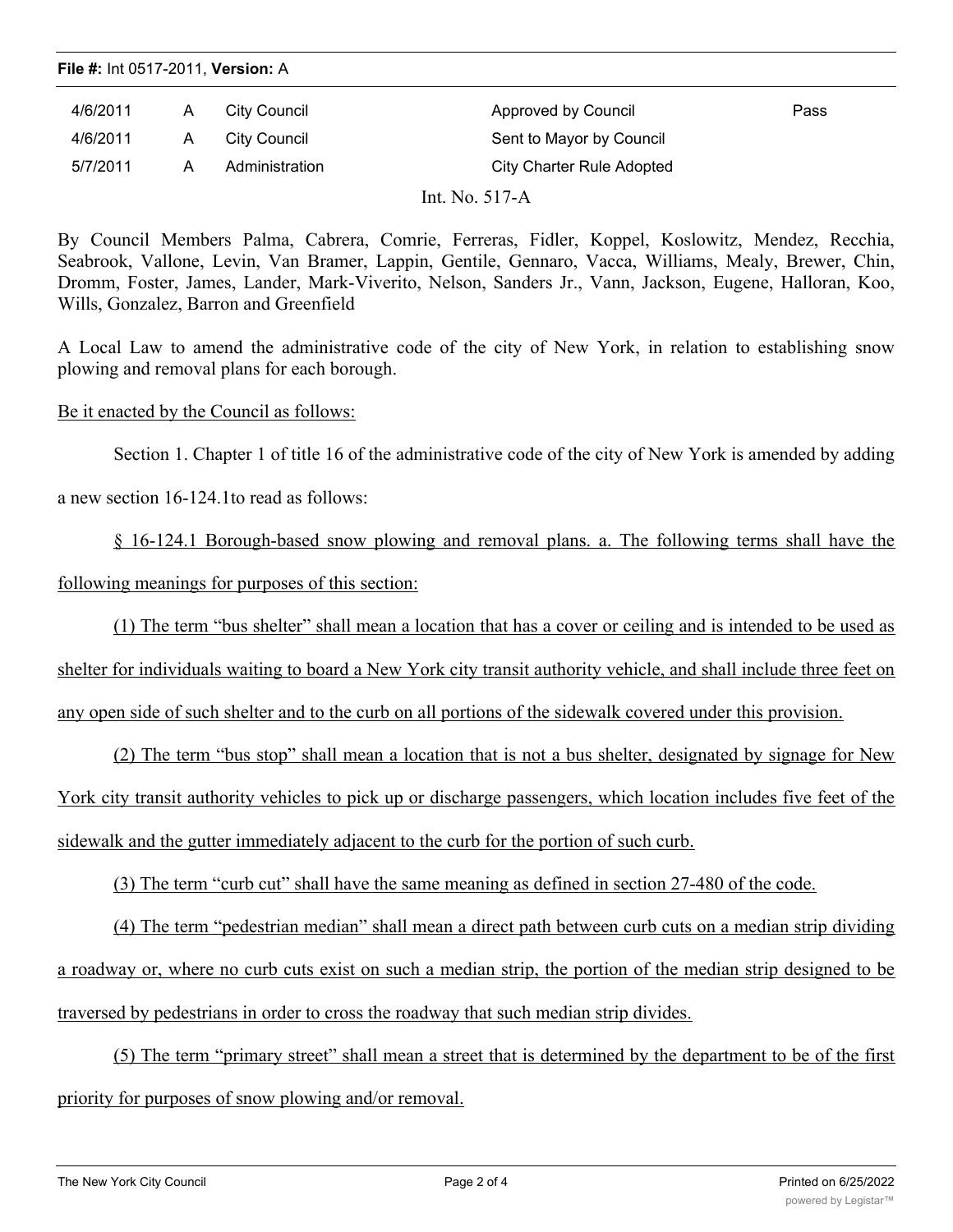**File #:** Int 0517-2011, **Version:** A

| | | | | |
|---|---|---|---|---|
| 4/6/2011 | A | City Council | Approved by Council | Pass |
| 4/6/2011 | A | City Council | Sent to Mayor by Council | |
| 5/7/2011 | A | Administration | City Charter Rule Adopted | |

Int. No. 517-A

By Council Members Palma, Cabrera, Comrie, Ferreras, Fidler, Koppel, Koslowitz, Mendez, Recchia, Seabrook, Vallone, Levin, Van Bramer, Lappin, Gentile, Gennaro, Vacca, Williams, Mealy, Brewer, Chin, Dromm, Foster, James, Lander, Mark-Viverito, Nelson, Sanders Jr., Vann, Jackson, Eugene, Halloran, Koo, Wills, Gonzalez, Barron and Greenfield

A Local Law to amend the administrative code of the city of New York, in relation to establishing snow plowing and removal plans for each borough.

Be it enacted by the Council as follows:

Section 1. Chapter 1 of title 16 of the administrative code of the city of New York is amended by adding a new section 16-124.1to read as follows:

§ 16-124.1 Borough-based snow plowing and removal plans. a. The following terms shall have the following meanings for purposes of this section:

(1) The term "bus shelter" shall mean a location that has a cover or ceiling and is intended to be used as shelter for individuals waiting to board a New York city transit authority vehicle, and shall include three feet on any open side of such shelter and to the curb on all portions of the sidewalk covered under this provision.

(2) The term "bus stop" shall mean a location that is not a bus shelter, designated by signage for New York city transit authority vehicles to pick up or discharge passengers, which location includes five feet of the sidewalk and the gutter immediately adjacent to the curb for the portion of such curb.

(3) The term "curb cut" shall have the same meaning as defined in section 27-480 of the code.

(4) The term "pedestrian median" shall mean a direct path between curb cuts on a median strip dividing a roadway or, where no curb cuts exist on such a median strip, the portion of the median strip designed to be traversed by pedestrians in order to cross the roadway that such median strip divides.

(5) The term "primary street" shall mean a street that is determined by the department to be of the first priority for purposes of snow plowing and/or removal.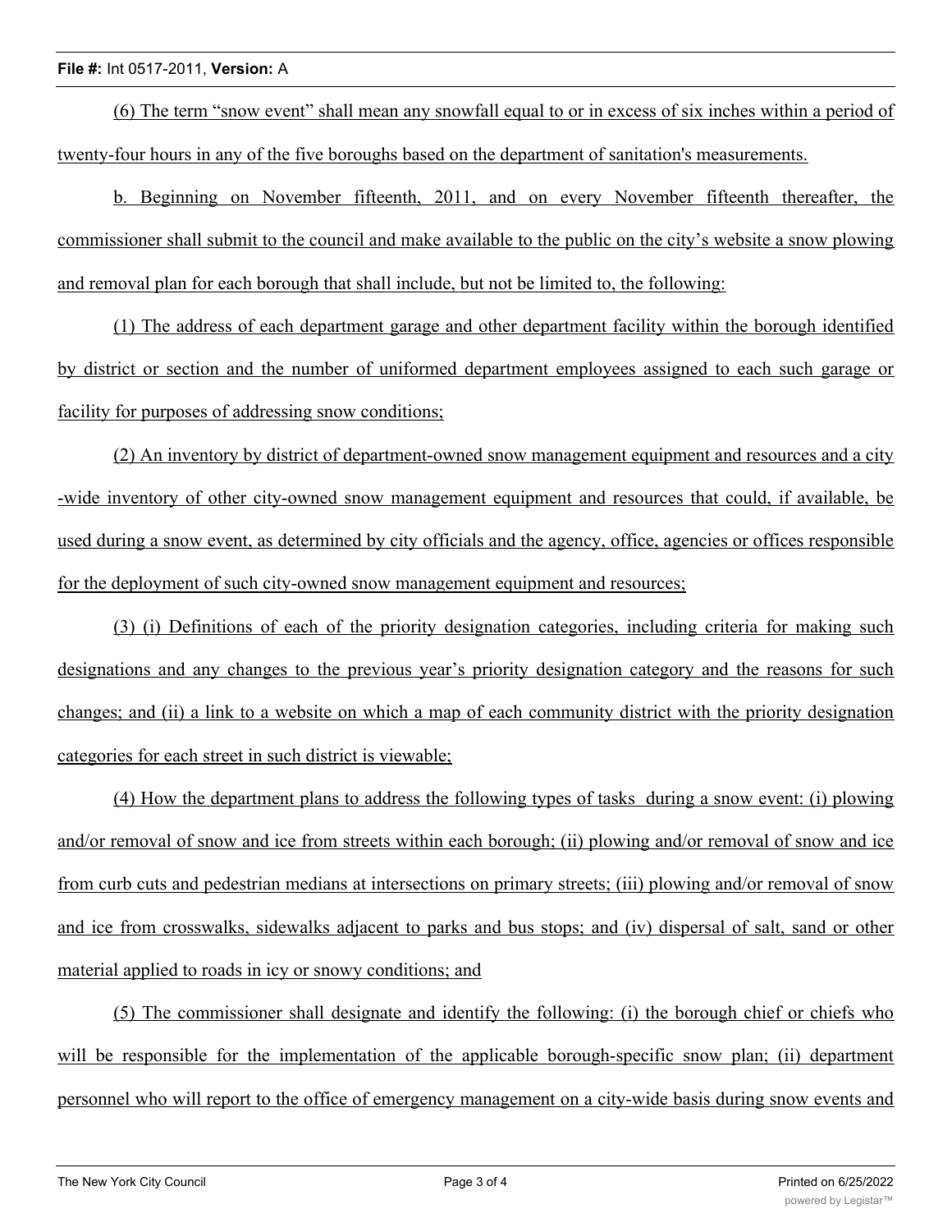(6) The term "snow event" shall mean any snowfall equal to or in excess of six inches within a period of twenty-four hours in any of the five boroughs based on the department of sanitation's measurements.

b. Beginning on November fifteenth, 2011, and on every November fifteenth thereafter, the commissioner shall submit to the council and make available to the public on the city's website a snow plowing and removal plan for each borough that shall include, but not be limited to, the following:

(1) The address of each department garage and other department facility within the borough identified by district or section and the number of uniformed department employees assigned to each such garage or facility for purposes of addressing snow conditions;

(2) An inventory by district of department-owned snow management equipment and resources and a city-wide inventory of other city-owned snow management equipment and resources that could, if available, be used during a snow event, as determined by city officials and the agency, office, agencies or offices responsible for the deployment of such city-owned snow management equipment and resources;

(3) (i) Definitions of each of the priority designation categories, including criteria for making such designations and any changes to the previous year's priority designation category and the reasons for such changes; and (ii) a link to a website on which a map of each community district with the priority designation categories for each street in such district is viewable;

(4) How the department plans to address the following types of tasks during a snow event: (i) plowing and/or removal of snow and ice from streets within each borough; (ii) plowing and/or removal of snow and ice from curb cuts and pedestrian medians at intersections on primary streets; (iii) plowing and/or removal of snow and ice from crosswalks, sidewalks adjacent to parks and bus stops; and (iv) dispersal of salt, sand or other material applied to roads in icy or snowy conditions; and

(5) The commissioner shall designate and identify the following: (i) the borough chief or chiefs who will be responsible for the implementation of the applicable borough-specific snow plan; (ii) department personnel who will report to the office of emergency management on a city-wide basis during snow events and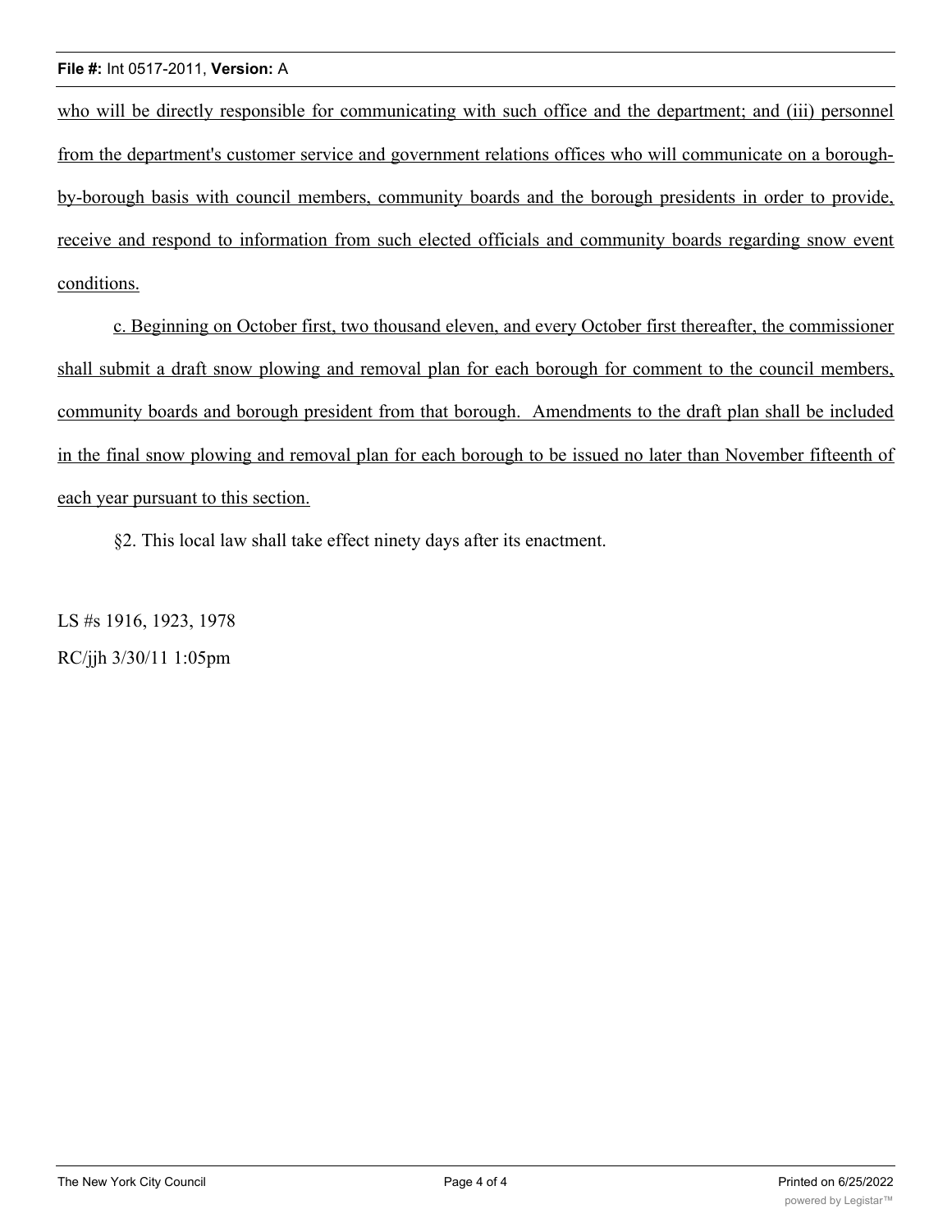who will be directly responsible for communicating with such office and the department; and (iii) personnel from the department's customer service and government relations offices who will communicate on a borough-by-borough basis with council members, community boards and the borough presidents in order to provide, receive and respond to information from such elected officials and community boards regarding snow event conditions.

c. Beginning on October first, two thousand eleven, and every October first thereafter, the commissioner shall submit a draft snow plowing and removal plan for each borough for comment to the council members, community boards and borough president from that borough. Amendments to the draft plan shall be included in the final snow plowing and removal plan for each borough to be issued no later than November fifteenth of each year pursuant to this section.

§2. This local law shall take effect ninety days after its enactment.

LS #s 1916, 1923, 1978

RC/jjh 3/30/11 1:05pm